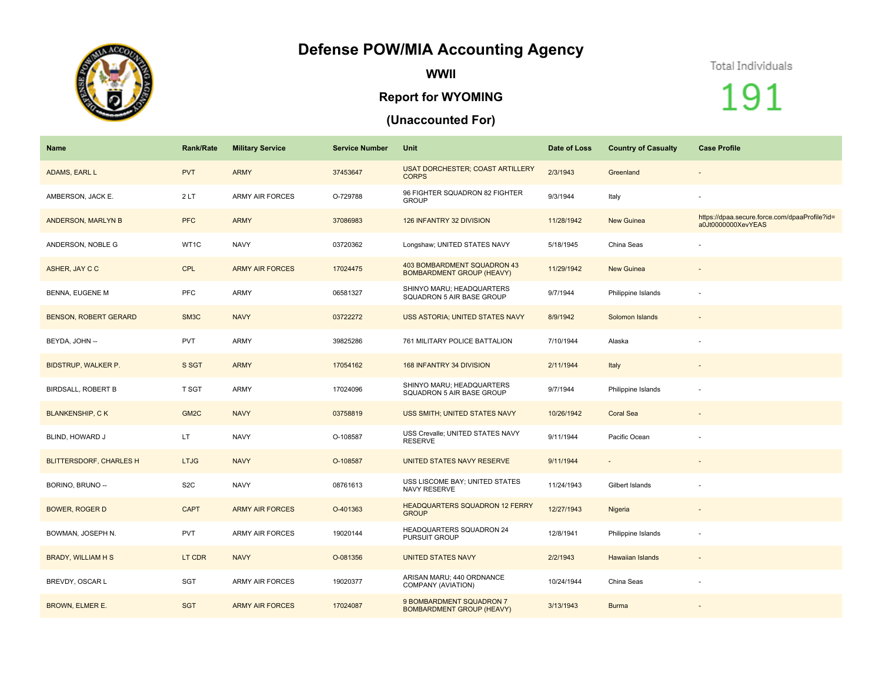# Defense POW/MIA Accounting Agency

## WWII

## Report for WYOMING

## (Unaccounted For)

Total Individuals

191

| Name | Rank/Rate | Military Service | Service Number | Unit | Date of Loss | Country of Casualty | Case Profile |
|---|---|---|---|---|---|---|---|
| ADAMS, EARL L | PVT | ARMY | 37453647 | USAT DORCHESTER; COAST ARTILLERY CORPS | 2/3/1943 | Greenland | - |
| AMBERSON, JACK E. | 2 LT | ARMY AIR FORCES | O-729788 | 96 FIGHTER SQUADRON 82 FIGHTER GROUP | 9/3/1944 | Italy | - |
| ANDERSON, MARLYN B | PFC | ARMY | 37086983 | 126 INFANTRY 32 DIVISION | 11/28/1942 | New Guinea | https://dpaa.secure.force.com/dpaaProfile?id=a0Jt0000000XevYEAS |
| ANDERSON, NOBLE G | WT1C | NAVY | 03720362 | Longshaw; UNITED STATES NAVY | 5/18/1945 | China Seas | - |
| ASHER, JAY C C | CPL | ARMY AIR FORCES | 17024475 | 403 BOMBARDMENT SQUADRON 43 BOMBARDMENT GROUP (HEAVY) | 11/29/1942 | New Guinea | - |
| BENNA, EUGENE M | PFC | ARMY | 06581327 | SHINYO MARU; HEADQUARTERS SQUADRON 5 AIR BASE GROUP | 9/7/1944 | Philippine Islands | - |
| BENSON, ROBERT GERARD | SM3C | NAVY | 03722272 | USS ASTORIA; UNITED STATES NAVY | 8/9/1942 | Solomon Islands | - |
| BEYDA, JOHN -- | PVT | ARMY | 39825286 | 761 MILITARY POLICE BATTALION | 7/10/1944 | Alaska | - |
| BIDSTRUP, WALKER P. | S SGT | ARMY | 17054162 | 168 INFANTRY 34 DIVISION | 2/11/1944 | Italy | - |
| BIRDSALL, ROBERT B | T SGT | ARMY | 17024096 | SHINYO MARU; HEADQUARTERS SQUADRON 5 AIR BASE GROUP | 9/7/1944 | Philippine Islands | - |
| BLANKENSHIP, C K | GM2C | NAVY | 03758819 | USS SMITH; UNITED STATES NAVY | 10/26/1942 | Coral Sea | - |
| BLIND, HOWARD J | LT | NAVY | O-108587 | USS Crevalle; UNITED STATES NAVY RESERVE | 9/11/1944 | Pacific Ocean | - |
| BLITTERSDORF, CHARLES H | LTJG | NAVY | O-108587 | UNITED STATES NAVY RESERVE | 9/11/1944 | - | - |
| BORINO, BRUNO -- | S2C | NAVY | 08761613 | USS LISCOME BAY; UNITED STATES NAVY RESERVE | 11/24/1943 | Gilbert Islands | - |
| BOWER, ROGER D | CAPT | ARMY AIR FORCES | O-401363 | HEADQUARTERS SQUADRON 12 FERRY GROUP | 12/27/1943 | Nigeria | - |
| BOWMAN, JOSEPH N. | PVT | ARMY AIR FORCES | 19020144 | HEADQUARTERS SQUADRON 24 PURSUIT GROUP | 12/8/1941 | Philippine Islands | - |
| BRADY, WILLIAM H S | LT CDR | NAVY | O-081356 | UNITED STATES NAVY | 2/2/1943 | Hawaiian Islands | - |
| BREVDY, OSCAR L | SGT | ARMY AIR FORCES | 19020377 | ARISAN MARU; 440 ORDNANCE COMPANY (AVIATION) | 10/24/1944 | China Seas | - |
| BROWN, ELMER E. | SGT | ARMY AIR FORCES | 17024087 | 9 BOMBARDMENT SQUADRON 7 BOMBARDMENT GROUP (HEAVY) | 3/13/1943 | Burma | - |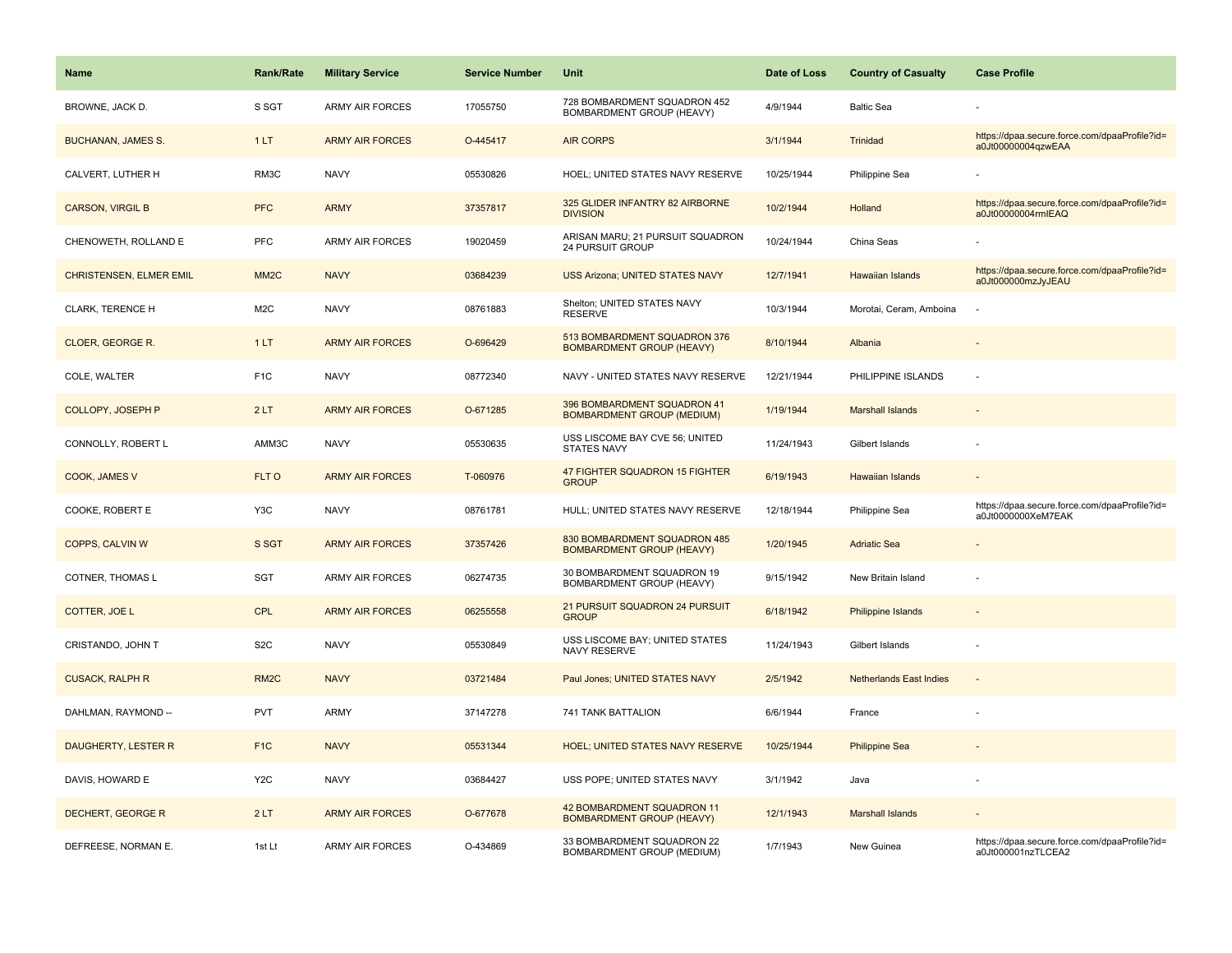| Name | Rank/Rate | Military Service | Service Number | Unit | Date of Loss | Country of Casualty | Case Profile |
|---|---|---|---|---|---|---|---|
| BROWNE, JACK D. | S SGT | ARMY AIR FORCES | 17055750 | 728 BOMBARDMENT SQUADRON 452 BOMBARDMENT GROUP (HEAVY) | 4/9/1944 | Baltic Sea | - |
| BUCHANAN, JAMES S. | 1 LT | ARMY AIR FORCES | O-445417 | AIR CORPS | 3/1/1944 | Trinidad | https://dpaa.secure.force.com/dpaaProfile?id=a0Jt00000004qzwEAA |
| CALVERT, LUTHER H | RM3C | NAVY | 05530826 | HOEL; UNITED STATES NAVY RESERVE | 10/25/1944 | Philippine Sea | - |
| CARSON, VIRGIL B | PFC | ARMY | 37357817 | 325 GLIDER INFANTRY 82 AIRBORNE DIVISION | 10/2/1944 | Holland | https://dpaa.secure.force.com/dpaaProfile?id=a0Jt00000004rmlEAQ |
| CHENOWETH, ROLLAND E | PFC | ARMY AIR FORCES | 19020459 | ARISAN MARU; 21 PURSUIT SQUADRON 24 PURSUIT GROUP | 10/24/1944 | China Seas | - |
| CHRISTENSEN, ELMER EMIL | MM2C | NAVY | 03684239 | USS Arizona; UNITED STATES NAVY | 12/7/1941 | Hawaiian Islands | https://dpaa.secure.force.com/dpaaProfile?id=a0Jt000000mzJyJEAU |
| CLARK, TERENCE H | M2C | NAVY | 08761883 | Shelton; UNITED STATES NAVY RESERVE | 10/3/1944 | Morotai, Ceram, Amboina | - |
| CLOER, GEORGE R. | 1 LT | ARMY AIR FORCES | O-696429 | 513 BOMBARDMENT SQUADRON 376 BOMBARDMENT GROUP (HEAVY) | 8/10/1944 | Albania | - |
| COLE, WALTER | F1C | NAVY | 08772340 | NAVY - UNITED STATES NAVY RESERVE | 12/21/1944 | PHILIPPINE ISLANDS | - |
| COLLOPY, JOSEPH P | 2 LT | ARMY AIR FORCES | O-671285 | 396 BOMBARDMENT SQUADRON 41 BOMBARDMENT GROUP (MEDIUM) | 1/19/1944 | Marshall Islands | - |
| CONNOLLY, ROBERT L | AMM3C | NAVY | 05530635 | USS LISCOME BAY CVE 56; UNITED STATES NAVY | 11/24/1943 | Gilbert Islands | - |
| COOK, JAMES V | FLT O | ARMY AIR FORCES | T-060976 | 47 FIGHTER SQUADRON 15 FIGHTER GROUP | 6/19/1943 | Hawaiian Islands | - |
| COOKE, ROBERT E | Y3C | NAVY | 08761781 | HULL; UNITED STATES NAVY RESERVE | 12/18/1944 | Philippine Sea | https://dpaa.secure.force.com/dpaaProfile?id=a0Jt0000000XeM7EAK |
| COPPS, CALVIN W | S SGT | ARMY AIR FORCES | 37357426 | 830 BOMBARDMENT SQUADRON 485 BOMBARDMENT GROUP (HEAVY) | 1/20/1945 | Adriatic Sea | - |
| COTNER, THOMAS L | SGT | ARMY AIR FORCES | 06274735 | 30 BOMBARDMENT SQUADRON 19 BOMBARDMENT GROUP (HEAVY) | 9/15/1942 | New Britain Island | - |
| COTTER, JOE L | CPL | ARMY AIR FORCES | 06255558 | 21 PURSUIT SQUADRON 24 PURSUIT GROUP | 6/18/1942 | Philippine Islands | - |
| CRISTANDO, JOHN T | S2C | NAVY | 05530849 | USS LISCOME BAY; UNITED STATES NAVY RESERVE | 11/24/1943 | Gilbert Islands | - |
| CUSACK, RALPH R | RM2C | NAVY | 03721484 | Paul Jones; UNITED STATES NAVY | 2/5/1942 | Netherlands East Indies | - |
| DAHLMAN, RAYMOND -- | PVT | ARMY | 37147278 | 741 TANK BATTALION | 6/6/1944 | France | - |
| DAUGHERTY, LESTER R | F1C | NAVY | 05531344 | HOEL; UNITED STATES NAVY RESERVE | 10/25/1944 | Philippine Sea | - |
| DAVIS, HOWARD E | Y2C | NAVY | 03684427 | USS POPE; UNITED STATES NAVY | 3/1/1942 | Java | - |
| DECHERT, GEORGE R | 2 LT | ARMY AIR FORCES | O-677678 | 42 BOMBARDMENT SQUADRON 11 BOMBARDMENT GROUP (HEAVY) | 12/1/1943 | Marshall Islands | - |
| DEFREESE, NORMAN E. | 1st Lt | ARMY AIR FORCES | O-434869 | 33 BOMBARDMENT SQUADRON 22 BOMBARDMENT GROUP (MEDIUM) | 1/7/1943 | New Guinea | https://dpaa.secure.force.com/dpaaProfile?id=a0Jt000001nzTLCEA2 |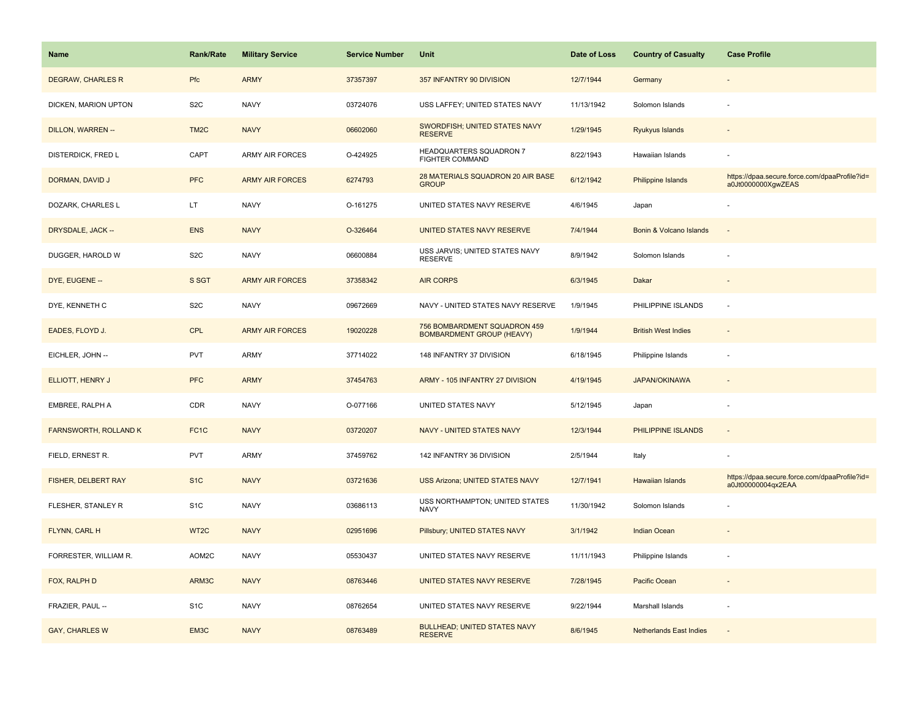| Name | Rank/Rate | Military Service | Service Number | Unit | Date of Loss | Country of Casualty | Case Profile |
|---|---|---|---|---|---|---|---|
| DEGRAW, CHARLES R | Pfc | ARMY | 37357397 | 357 INFANTRY 90 DIVISION | 12/7/1944 | Germany | - |
| DICKEN, MARION UPTON | S2C | NAVY | 03724076 | USS LAFFEY; UNITED STATES NAVY | 11/13/1942 | Solomon Islands | - |
| DILLON, WARREN -- | TM2C | NAVY | 06602060 | SWORDFISH; UNITED STATES NAVY RESERVE | 1/29/1945 | Ryukyus Islands | - |
| DISTERDICK, FRED L | CAPT | ARMY AIR FORCES | O-424925 | HEADQUARTERS SQUADRON 7 FIGHTER COMMAND | 8/22/1943 | Hawaiian Islands | - |
| DORMAN, DAVID J | PFC | ARMY AIR FORCES | 6274793 | 28 MATERIALS SQUADRON 20 AIR BASE GROUP | 6/12/1942 | Philippine Islands | https://dpaa.secure.force.com/dpaaProfile?id=a0Jt0000000XgwZEAS |
| DOZARK, CHARLES L | LT | NAVY | O-161275 | UNITED STATES NAVY RESERVE | 4/6/1945 | Japan | - |
| DRYSDALE, JACK -- | ENS | NAVY | O-326464 | UNITED STATES NAVY RESERVE | 7/4/1944 | Bonin & Volcano Islands | - |
| DUGGER, HAROLD W | S2C | NAVY | 06600884 | USS JARVIS; UNITED STATES NAVY RESERVE | 8/9/1942 | Solomon Islands | - |
| DYE, EUGENE -- | S SGT | ARMY AIR FORCES | 37358342 | AIR CORPS | 6/3/1945 | Dakar | - |
| DYE, KENNETH C | S2C | NAVY | 09672669 | NAVY - UNITED STATES NAVY RESERVE | 1/9/1945 | PHILIPPINE ISLANDS | - |
| EADES, FLOYD J. | CPL | ARMY AIR FORCES | 19020228 | 756 BOMBARDMENT SQUADRON 459 BOMBARDMENT GROUP (HEAVY) | 1/9/1944 | British West Indies | - |
| EICHLER, JOHN -- | PVT | ARMY | 37714022 | 148 INFANTRY 37 DIVISION | 6/18/1945 | Philippine Islands | - |
| ELLIOTT, HENRY J | PFC | ARMY | 37454763 | ARMY - 105 INFANTRY 27 DIVISION | 4/19/1945 | JAPAN/OKINAWA | - |
| EMBREE, RALPH A | CDR | NAVY | O-077166 | UNITED STATES NAVY | 5/12/1945 | Japan | - |
| FARNSWORTH, ROLLAND K | FC1C | NAVY | 03720207 | NAVY - UNITED STATES NAVY | 12/3/1944 | PHILIPPINE ISLANDS | - |
| FIELD, ERNEST R. | PVT | ARMY | 37459762 | 142 INFANTRY 36 DIVISION | 2/5/1944 | Italy | - |
| FISHER, DELBERT RAY | S1C | NAVY | 03721636 | USS Arizona; UNITED STATES NAVY | 12/7/1941 | Hawaiian Islands | https://dpaa.secure.force.com/dpaaProfile?id=a0Jt00000004qx2EAA |
| FLESHER, STANLEY R | S1C | NAVY | 03686113 | USS NORTHAMPTON; UNITED STATES NAVY | 11/30/1942 | Solomon Islands | - |
| FLYNN, CARL H | WT2C | NAVY | 02951696 | Pillsbury; UNITED STATES NAVY | 3/1/1942 | Indian Ocean | - |
| FORRESTER, WILLIAM R. | AOM2C | NAVY | 05530437 | UNITED STATES NAVY RESERVE | 11/11/1943 | Philippine Islands | - |
| FOX, RALPH D | ARM3C | NAVY | 08763446 | UNITED STATES NAVY RESERVE | 7/28/1945 | Pacific Ocean | - |
| FRAZIER, PAUL -- | S1C | NAVY | 08762654 | UNITED STATES NAVY RESERVE | 9/22/1944 | Marshall Islands | - |
| GAY, CHARLES W | EM3C | NAVY | 08763489 | BULLHEAD; UNITED STATES NAVY RESERVE | 8/6/1945 | Netherlands East Indies | - |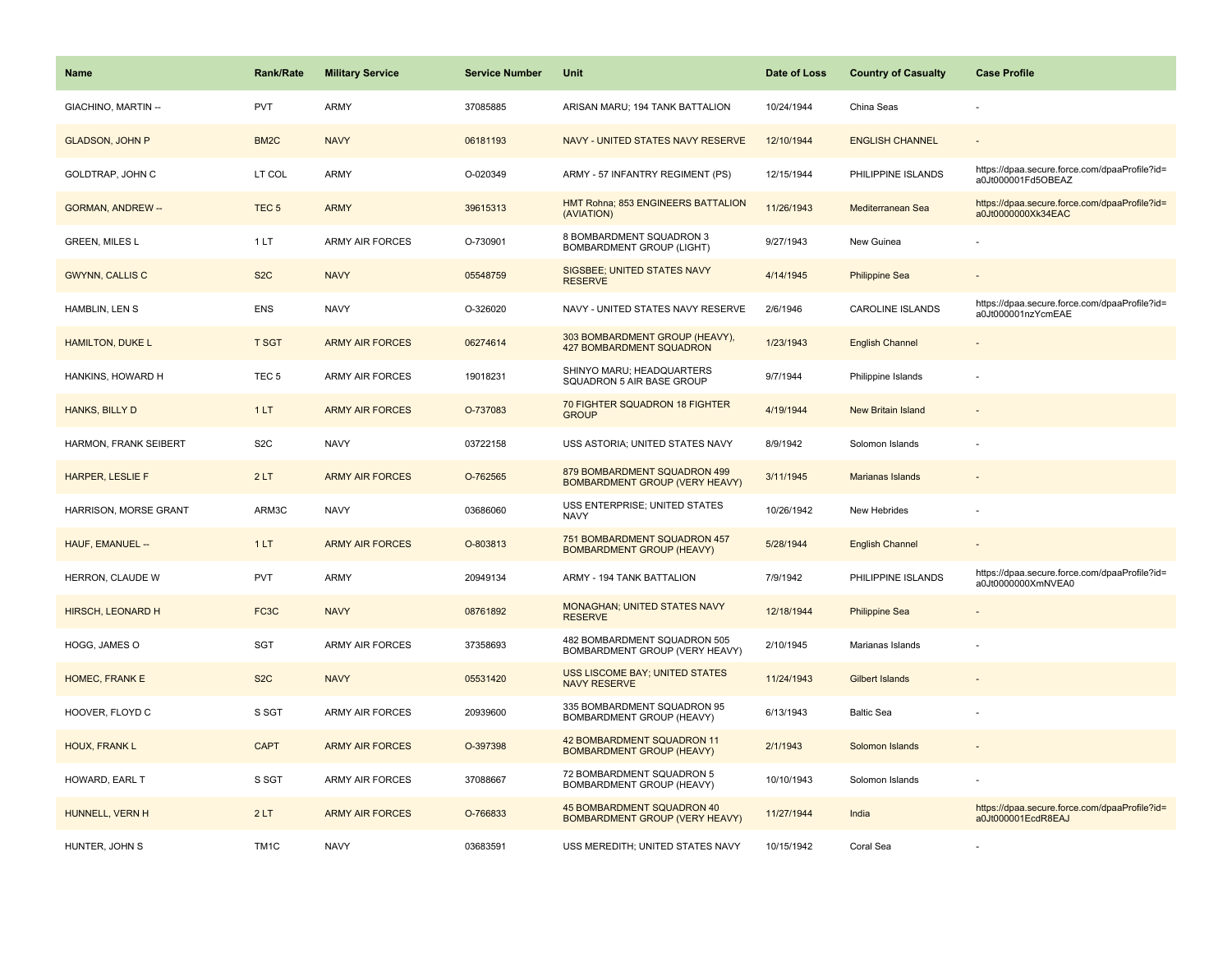| Name | Rank/Rate | Military Service | Service Number | Unit | Date of Loss | Country of Casualty | Case Profile |
|---|---|---|---|---|---|---|---|
| GIACHINO, MARTIN -- | PVT | ARMY | 37085885 | ARISAN MARU; 194 TANK BATTALION | 10/24/1944 | China Seas | - |
| GLADSON, JOHN P | BM2C | NAVY | 06181193 | NAVY - UNITED STATES NAVY RESERVE | 12/10/1944 | ENGLISH CHANNEL | - |
| GOLDTRAP, JOHN C | LT COL | ARMY | O-020349 | ARMY - 57 INFANTRY REGIMENT (PS) | 12/15/1944 | PHILIPPINE ISLANDS | https://dpaa.secure.force.com/dpaaProfile?id=a0Jt000001Fd5OBEAZ |
| GORMAN, ANDREW -- | TEC 5 | ARMY | 39615313 | HMT Rohna; 853 ENGINEERS BATTALION (AVIATION) | 11/26/1943 | Mediterranean Sea | https://dpaa.secure.force.com/dpaaProfile?id=a0Jt0000000Xk34EAC |
| GREEN, MILES L | 1 LT | ARMY AIR FORCES | O-730901 | 8 BOMBARDMENT SQUADRON 3 BOMBARDMENT GROUP (LIGHT) | 9/27/1943 | New Guinea | - |
| GWYNN, CALLIS C | S2C | NAVY | 05548759 | SIGSBEE; UNITED STATES NAVY RESERVE | 4/14/1945 | Philippine Sea | - |
| HAMBLIN, LEN S | ENS | NAVY | O-326020 | NAVY - UNITED STATES NAVY RESERVE | 2/6/1946 | CAROLINE ISLANDS | https://dpaa.secure.force.com/dpaaProfile?id=a0Jt000001nzYcmEAE |
| HAMILTON, DUKE L | T SGT | ARMY AIR FORCES | 06274614 | 303 BOMBARDMENT GROUP (HEAVY), 427 BOMBARDMENT SQUADRON | 1/23/1943 | English Channel | - |
| HANKINS, HOWARD H | TEC 5 | ARMY AIR FORCES | 19018231 | SHINYO MARU; HEADQUARTERS SQUADRON 5 AIR BASE GROUP | 9/7/1944 | Philippine Islands | - |
| HANKS, BILLY D | 1 LT | ARMY AIR FORCES | O-737083 | 70 FIGHTER SQUADRON 18 FIGHTER GROUP | 4/19/1944 | New Britain Island | - |
| HARMON, FRANK SEIBERT | S2C | NAVY | 03722158 | USS ASTORIA; UNITED STATES NAVY | 8/9/1942 | Solomon Islands | - |
| HARPER, LESLIE F | 2 LT | ARMY AIR FORCES | O-762565 | 879 BOMBARDMENT SQUADRON 499 BOMBARDMENT GROUP (VERY HEAVY) | 3/11/1945 | Marianas Islands | - |
| HARRISON, MORSE GRANT | ARM3C | NAVY | 03686060 | USS ENTERPRISE; UNITED STATES NAVY | 10/26/1942 | New Hebrides | - |
| HAUF, EMANUEL -- | 1 LT | ARMY AIR FORCES | O-803813 | 751 BOMBARDMENT SQUADRON 457 BOMBARDMENT GROUP (HEAVY) | 5/28/1944 | English Channel | - |
| HERRON, CLAUDE W | PVT | ARMY | 20949134 | ARMY - 194 TANK BATTALION | 7/9/1942 | PHILIPPINE ISLANDS | https://dpaa.secure.force.com/dpaaProfile?id=a0Jt0000000XmNVEA0 |
| HIRSCH, LEONARD H | FC3C | NAVY | 08761892 | MONAGHAN; UNITED STATES NAVY RESERVE | 12/18/1944 | Philippine Sea | - |
| HOGG, JAMES O | SGT | ARMY AIR FORCES | 37358693 | 482 BOMBARDMENT SQUADRON 505 BOMBARDMENT GROUP (VERY HEAVY) | 2/10/1945 | Marianas Islands | - |
| HOMEC, FRANK E | S2C | NAVY | 05531420 | USS LISCOME BAY; UNITED STATES NAVY RESERVE | 11/24/1943 | Gilbert Islands | - |
| HOOVER, FLOYD C | S SGT | ARMY AIR FORCES | 20939600 | 335 BOMBARDMENT SQUADRON 95 BOMBARDMENT GROUP (HEAVY) | 6/13/1943 | Baltic Sea | - |
| HOUX, FRANK L | CAPT | ARMY AIR FORCES | O-397398 | 42 BOMBARDMENT SQUADRON 11 BOMBARDMENT GROUP (HEAVY) | 2/1/1943 | Solomon Islands | - |
| HOWARD, EARL T | S SGT | ARMY AIR FORCES | 37088667 | 72 BOMBARDMENT SQUADRON 5 BOMBARDMENT GROUP (HEAVY) | 10/10/1943 | Solomon Islands | - |
| HUNNELL, VERN H | 2 LT | ARMY AIR FORCES | O-766833 | 45 BOMBARDMENT SQUADRON 40 BOMBARDMENT GROUP (VERY HEAVY) | 11/27/1944 | India | https://dpaa.secure.force.com/dpaaProfile?id=a0Jt000001EcdR8EAJ |
| HUNTER, JOHN S | TM1C | NAVY | 03683591 | USS MEREDITH; UNITED STATES NAVY | 10/15/1942 | Coral Sea | - |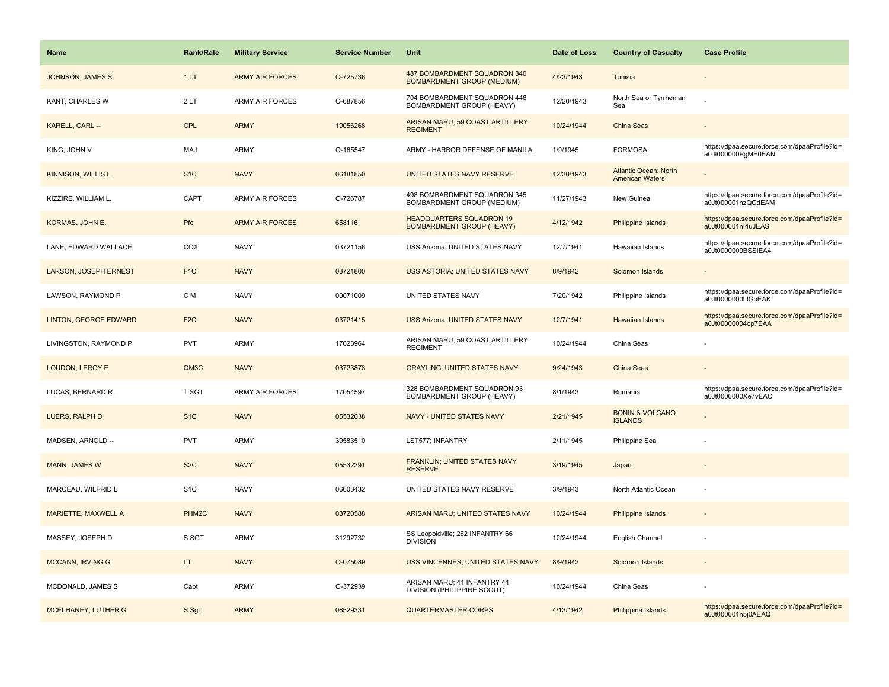| Name | Rank/Rate | Military Service | Service Number | Unit | Date of Loss | Country of Casualty | Case Profile |
|---|---|---|---|---|---|---|---|
| JOHNSON, JAMES S | 1 LT | ARMY AIR FORCES | O-725736 | 487 BOMBARDMENT SQUADRON 340 BOMBARDMENT GROUP (MEDIUM) | 4/23/1943 | Tunisia | - |
| KANT, CHARLES W | 2 LT | ARMY AIR FORCES | O-687856 | 704 BOMBARDMENT SQUADRON 446 BOMBARDMENT GROUP (HEAVY) | 12/20/1943 | North Sea or Tyrrhenian Sea | - |
| KARELL, CARL -- | CPL | ARMY | 19056268 | ARISAN MARU; 59 COAST ARTILLERY REGIMENT | 10/24/1944 | China Seas | - |
| KING, JOHN V | MAJ | ARMY | O-165547 | ARMY - HARBOR DEFENSE OF MANILA | 1/9/1945 | FORMOSA | https://dpaa.secure.force.com/dpaaProfile?id=a0Jt000000PgME0EAN |
| KINNISON, WILLIS L | S1C | NAVY | 06181850 | UNITED STATES NAVY RESERVE | 12/30/1943 | Atlantic Ocean: North American Waters | - |
| KIZZIRE, WILLIAM L. | CAPT | ARMY AIR FORCES | O-726787 | 498 BOMBARDMENT SQUADRON 345 BOMBARDMENT GROUP (MEDIUM) | 11/27/1943 | New Guinea | https://dpaa.secure.force.com/dpaaProfile?id=a0Jt000001nzQCdEAM |
| KORMAS, JOHN E. | Pfc | ARMY AIR FORCES | 6581161 | HEADQUARTERS SQUADRON 19 BOMBARDMENT GROUP (HEAVY) | 4/12/1942 | Philippine Islands | https://dpaa.secure.force.com/dpaaProfile?id=a0Jt000001nl4uJEAS |
| LANE, EDWARD WALLACE | COX | NAVY | 03721156 | USS Arizona; UNITED STATES NAVY | 12/7/1941 | Hawaiian Islands | https://dpaa.secure.force.com/dpaaProfile?id=a0Jt0000000BSSIEA4 |
| LARSON, JOSEPH ERNEST | F1C | NAVY | 03721800 | USS ASTORIA; UNITED STATES NAVY | 8/9/1942 | Solomon Islands | - |
| LAWSON, RAYMOND P | C M | NAVY | 00071009 | UNITED STATES NAVY | 7/20/1942 | Philippine Islands | https://dpaa.secure.force.com/dpaaProfile?id=a0Jt0000000LlGoEAK |
| LINTON, GEORGE EDWARD | F2C | NAVY | 03721415 | USS Arizona; UNITED STATES NAVY | 12/7/1941 | Hawaiian Islands | https://dpaa.secure.force.com/dpaaProfile?id=a0Jt00000004op7EAA |
| LIVINGSTON, RAYMOND P | PVT | ARMY | 17023964 | ARISAN MARU; 59 COAST ARTILLERY REGIMENT | 10/24/1944 | China Seas | - |
| LOUDON, LEROY E | QM3C | NAVY | 03723878 | GRAYLING; UNITED STATES NAVY | 9/24/1943 | China Seas | - |
| LUCAS, BERNARD R. | T SGT | ARMY AIR FORCES | 17054597 | 328 BOMBARDMENT SQUADRON 93 BOMBARDMENT GROUP (HEAVY) | 8/1/1943 | Rumania | https://dpaa.secure.force.com/dpaaProfile?id=a0Jt0000000Xe7vEAC |
| LUERS, RALPH D | S1C | NAVY | 05532038 | NAVY - UNITED STATES NAVY | 2/21/1945 | BONIN & VOLCANO ISLANDS | - |
| MADSEN, ARNOLD -- | PVT | ARMY | 39583510 | LST577; INFANTRY | 2/11/1945 | Philippine Sea | - |
| MANN, JAMES W | S2C | NAVY | 05532391 | FRANKLIN; UNITED STATES NAVY RESERVE | 3/19/1945 | Japan | - |
| MARCEAU, WILFRID L | S1C | NAVY | 06603432 | UNITED STATES NAVY RESERVE | 3/9/1943 | North Atlantic Ocean | - |
| MARIETTE, MAXWELL A | PHM2C | NAVY | 03720588 | ARISAN MARU; UNITED STATES NAVY | 10/24/1944 | Philippine Islands | - |
| MASSEY, JOSEPH D | S SGT | ARMY | 31292732 | SS Leopoldville; 262 INFANTRY 66 DIVISION | 12/24/1944 | English Channel | - |
| MCCANN, IRVING G | LT | NAVY | O-075089 | USS VINCENNES; UNITED STATES NAVY | 8/9/1942 | Solomon Islands | - |
| MCDONALD, JAMES S | Capt | ARMY | O-372939 | ARISAN MARU; 41 INFANTRY 41 DIVISION (PHILIPPINE SCOUT) | 10/24/1944 | China Seas | - |
| MCELHANEY, LUTHER G | S Sgt | ARMY | 06529331 | QUARTERMASTER CORPS | 4/13/1942 | Philippine Islands | https://dpaa.secure.force.com/dpaaProfile?id=a0Jt000001n5j0AEAQ |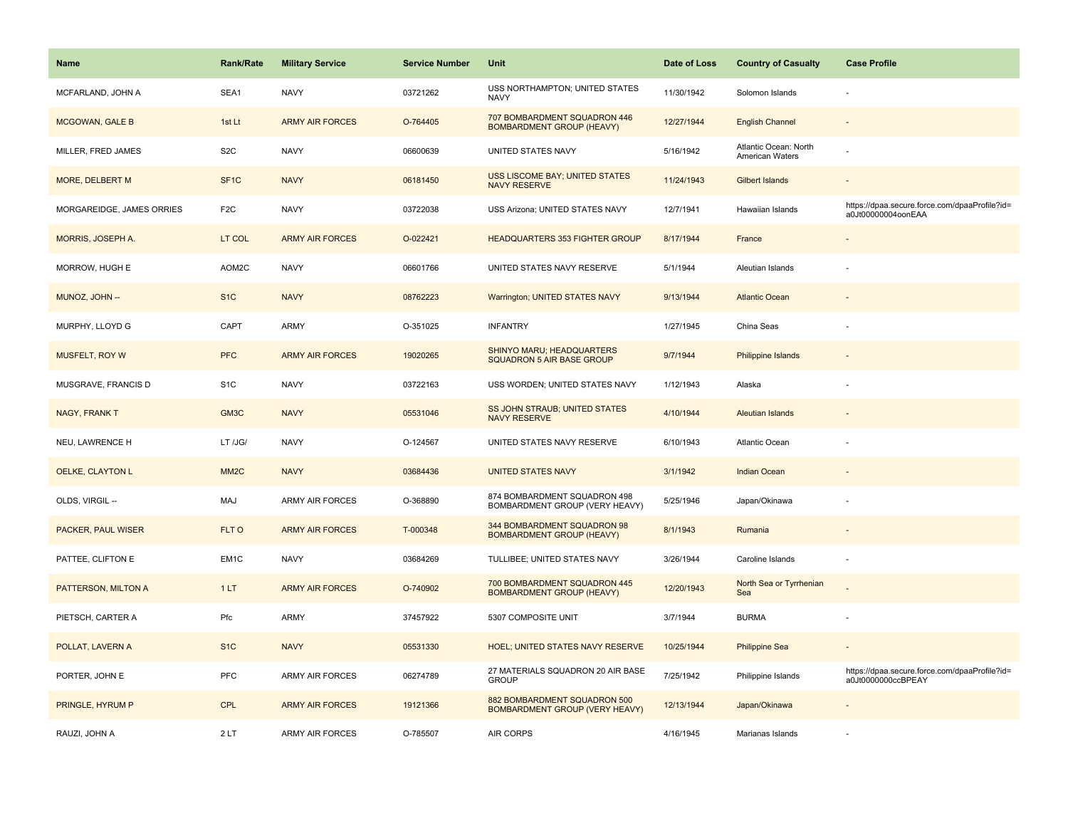| Name | Rank/Rate | Military Service | Service Number | Unit | Date of Loss | Country of Casualty | Case Profile |
| --- | --- | --- | --- | --- | --- | --- | --- |
| MCFARLAND, JOHN A | SEA1 | NAVY | 03721262 | USS NORTHAMPTON; UNITED STATES NAVY | 11/30/1942 | Solomon Islands | - |
| MCGOWAN, GALE B | 1st Lt | ARMY AIR FORCES | O-764405 | 707 BOMBARDMENT SQUADRON 446 BOMBARDMENT GROUP (HEAVY) | 12/27/1944 | English Channel | - |
| MILLER, FRED JAMES | S2C | NAVY | 06600639 | UNITED STATES NAVY | 5/16/1942 | Atlantic Ocean: North American Waters | - |
| MORE, DELBERT M | SF1C | NAVY | 06181450 | USS LISCOME BAY; UNITED STATES NAVY RESERVE | 11/24/1943 | Gilbert Islands | - |
| MORGAREIDGE, JAMES ORRIES | F2C | NAVY | 03722038 | USS Arizona; UNITED STATES NAVY | 12/7/1941 | Hawaiian Islands | https://dpaa.secure.force.com/dpaaProfile?id=a0Jt00000004oonEAA |
| MORRIS, JOSEPH A. | LT COL | ARMY AIR FORCES | O-022421 | HEADQUARTERS 353 FIGHTER GROUP | 8/17/1944 | France | - |
| MORROW, HUGH E | AOM2C | NAVY | 06601766 | UNITED STATES NAVY RESERVE | 5/1/1944 | Aleutian Islands | - |
| MUNOZ, JOHN -- | S1C | NAVY | 08762223 | Warrington; UNITED STATES NAVY | 9/13/1944 | Atlantic Ocean | - |
| MURPHY, LLOYD G | CAPT | ARMY | O-351025 | INFANTRY | 1/27/1945 | China Seas | - |
| MUSFELT, ROY W | PFC | ARMY AIR FORCES | 19020265 | SHINYO MARU; HEADQUARTERS SQUADRON 5 AIR BASE GROUP | 9/7/1944 | Philippine Islands | - |
| MUSGRAVE, FRANCIS D | S1C | NAVY | 03722163 | USS WORDEN; UNITED STATES NAVY | 1/12/1943 | Alaska | - |
| NAGY, FRANK T | GM3C | NAVY | 05531046 | SS JOHN STRAUB; UNITED STATES NAVY RESERVE | 4/10/1944 | Aleutian Islands | - |
| NEU, LAWRENCE H | LT /JG/ | NAVY | O-124567 | UNITED STATES NAVY RESERVE | 6/10/1943 | Atlantic Ocean | - |
| OELKE, CLAYTON L | MM2C | NAVY | 03684436 | UNITED STATES NAVY | 3/1/1942 | Indian Ocean | - |
| OLDS, VIRGIL -- | MAJ | ARMY AIR FORCES | O-368890 | 874 BOMBARDMENT SQUADRON 498 BOMBARDMENT GROUP (VERY HEAVY) | 5/25/1946 | Japan/Okinawa | - |
| PACKER, PAUL WISER | FLT O | ARMY AIR FORCES | T-000348 | 344 BOMBARDMENT SQUADRON 98 BOMBARDMENT GROUP (HEAVY) | 8/1/1943 | Rumania | - |
| PATTEE, CLIFTON E | EM1C | NAVY | 03684269 | TULLIBEE; UNITED STATES NAVY | 3/26/1944 | Caroline Islands | - |
| PATTERSON, MILTON A | 1 LT | ARMY AIR FORCES | O-740902 | 700 BOMBARDMENT SQUADRON 445 BOMBARDMENT GROUP (HEAVY) | 12/20/1943 | North Sea or Tyrrhenian Sea | - |
| PIETSCH, CARTER A | Pfc | ARMY | 37457922 | 5307 COMPOSITE UNIT | 3/7/1944 | BURMA | - |
| POLLAT, LAVERN A | S1C | NAVY | 05531330 | HOEL; UNITED STATES NAVY RESERVE | 10/25/1944 | Philippine Sea | - |
| PORTER, JOHN E | PFC | ARMY AIR FORCES | 06274789 | 27 MATERIALS SQUADRON 20 AIR BASE GROUP | 7/25/1942 | Philippine Islands | https://dpaa.secure.force.com/dpaaProfile?id=a0Jt0000000ccBPEAY |
| PRINGLE, HYRUM P | CPL | ARMY AIR FORCES | 19121366 | 882 BOMBARDMENT SQUADRON 500 BOMBARDMENT GROUP (VERY HEAVY) | 12/13/1944 | Japan/Okinawa | - |
| RAUZI, JOHN A | 2 LT | ARMY AIR FORCES | O-785507 | AIR CORPS | 4/16/1945 | Marianas Islands | - |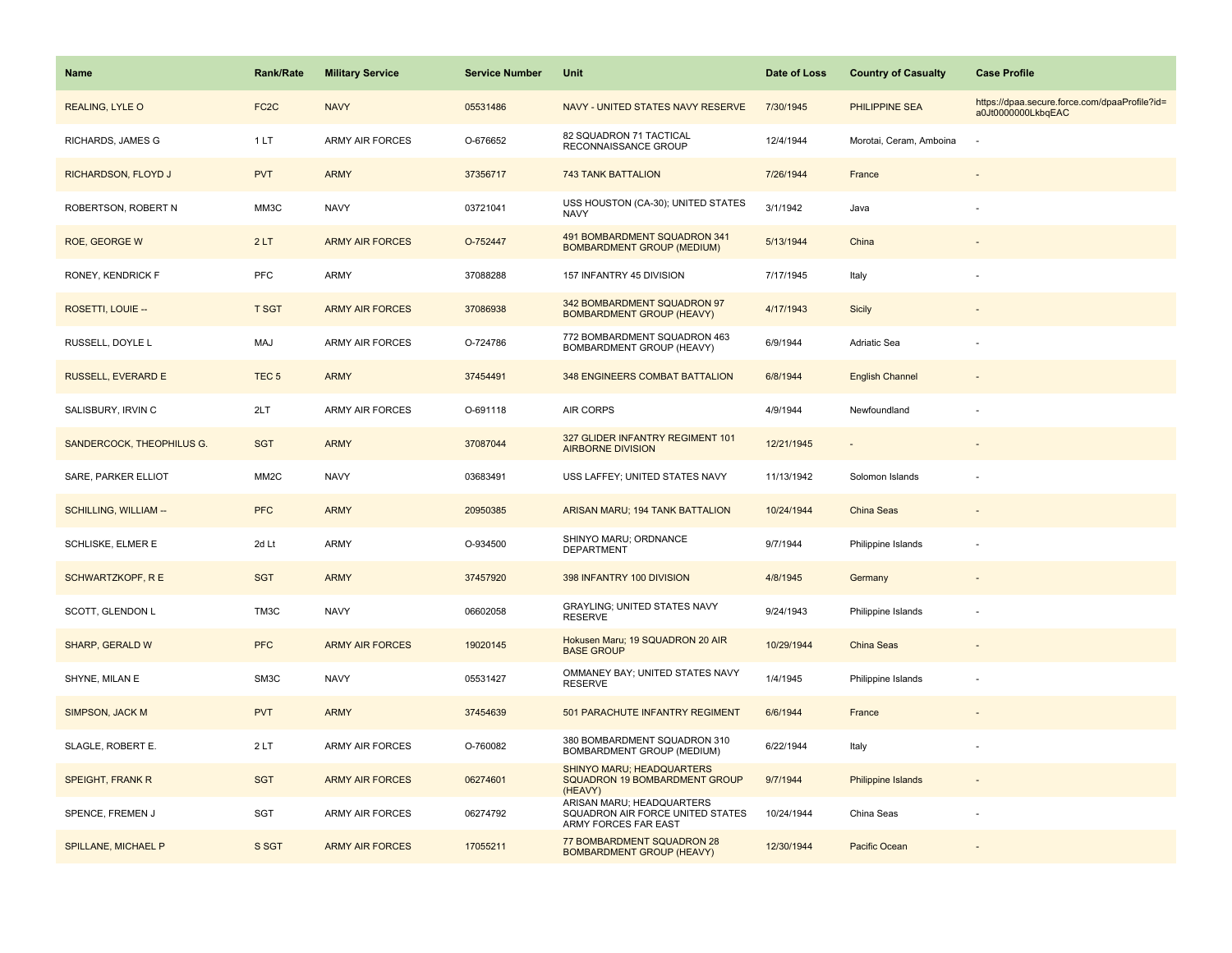| Name | Rank/Rate | Military Service | Service Number | Unit | Date of Loss | Country of Casualty | Case Profile |
|---|---|---|---|---|---|---|---|
| REALING, LYLE O | FC2C | NAVY | 05531486 | NAVY - UNITED STATES NAVY RESERVE | 7/30/1945 | PHILIPPINE SEA | https://dpaa.secure.force.com/dpaaProfile?id=a0Jt0000000LkbqEAC |
| RICHARDS, JAMES G | 1 LT | ARMY AIR FORCES | O-676652 | 82 SQUADRON 71 TACTICAL RECONNAISSANCE GROUP | 12/4/1944 | Morotai, Ceram, Amboina | - |
| RICHARDSON, FLOYD J | PVT | ARMY | 37356717 | 743 TANK BATTALION | 7/26/1944 | France | - |
| ROBERTSON, ROBERT N | MM3C | NAVY | 03721041 | USS HOUSTON (CA-30); UNITED STATES NAVY | 3/1/1942 | Java | - |
| ROE, GEORGE W | 2 LT | ARMY AIR FORCES | O-752447 | 491 BOMBARDMENT SQUADRON 341 BOMBARDMENT GROUP (MEDIUM) | 5/13/1944 | China | - |
| RONEY, KENDRICK F | PFC | ARMY | 37088288 | 157 INFANTRY 45 DIVISION | 7/17/1945 | Italy | - |
| ROSETTI, LOUIE -- | T SGT | ARMY AIR FORCES | 37086938 | 342 BOMBARDMENT SQUADRON 97 BOMBARDMENT GROUP (HEAVY) | 4/17/1943 | Sicily | - |
| RUSSELL, DOYLE L | MAJ | ARMY AIR FORCES | O-724786 | 772 BOMBARDMENT SQUADRON 463 BOMBARDMENT GROUP (HEAVY) | 6/9/1944 | Adriatic Sea | - |
| RUSSELL, EVERARD E | TEC 5 | ARMY | 37454491 | 348 ENGINEERS COMBAT BATTALION | 6/8/1944 | English Channel | - |
| SALISBURY, IRVIN C | 2LT | ARMY AIR FORCES | O-691118 | AIR CORPS | 4/9/1944 | Newfoundland | - |
| SANDERCOCK, THEOPHILUS G. | SGT | ARMY | 37087044 | 327 GLIDER INFANTRY REGIMENT 101 AIRBORNE DIVISION | 12/21/1945 | - | - |
| SARE, PARKER ELLIOT | MM2C | NAVY | 03683491 | USS LAFFEY; UNITED STATES NAVY | 11/13/1942 | Solomon Islands | - |
| SCHILLING, WILLIAM -- | PFC | ARMY | 20950385 | ARISAN MARU; 194 TANK BATTALION | 10/24/1944 | China Seas | - |
| SCHLISKE, ELMER E | 2d Lt | ARMY | O-934500 | SHINYO MARU; ORDNANCE DEPARTMENT | 9/7/1944 | Philippine Islands | - |
| SCHWARTZKOPF, R E | SGT | ARMY | 37457920 | 398 INFANTRY 100 DIVISION | 4/8/1945 | Germany | - |
| SCOTT, GLENDON L | TM3C | NAVY | 06602058 | GRAYLING; UNITED STATES NAVY RESERVE | 9/24/1943 | Philippine Islands | - |
| SHARP, GERALD W | PFC | ARMY AIR FORCES | 19020145 | Hokusen Maru; 19 SQUADRON 20 AIR BASE GROUP | 10/29/1944 | China Seas | - |
| SHYNE, MILAN E | SM3C | NAVY | 05531427 | OMMANEY BAY; UNITED STATES NAVY RESERVE | 1/4/1945 | Philippine Islands | - |
| SIMPSON, JACK M | PVT | ARMY | 37454639 | 501 PARACHUTE INFANTRY REGIMENT | 6/6/1944 | France | - |
| SLAGLE, ROBERT E. | 2 LT | ARMY AIR FORCES | O-760082 | 380 BOMBARDMENT SQUADRON 310 BOMBARDMENT GROUP (MEDIUM) | 6/22/1944 | Italy | - |
| SPEIGHT, FRANK R | SGT | ARMY AIR FORCES | 06274601 | SHINYO MARU; HEADQUARTERS SQUADRON 19 BOMBARDMENT GROUP (HEAVY) | 9/7/1944 | Philippine Islands | - |
| SPENCE, FREMEN J | SGT | ARMY AIR FORCES | 06274792 | ARISAN MARU; HEADQUARTERS SQUADRON AIR FORCE UNITED STATES ARMY FORCES FAR EAST | 10/24/1944 | China Seas | - |
| SPILLANE, MICHAEL P | S SGT | ARMY AIR FORCES | 17055211 | 77 BOMBARDMENT SQUADRON 28 BOMBARDMENT GROUP (HEAVY) | 12/30/1944 | Pacific Ocean | - |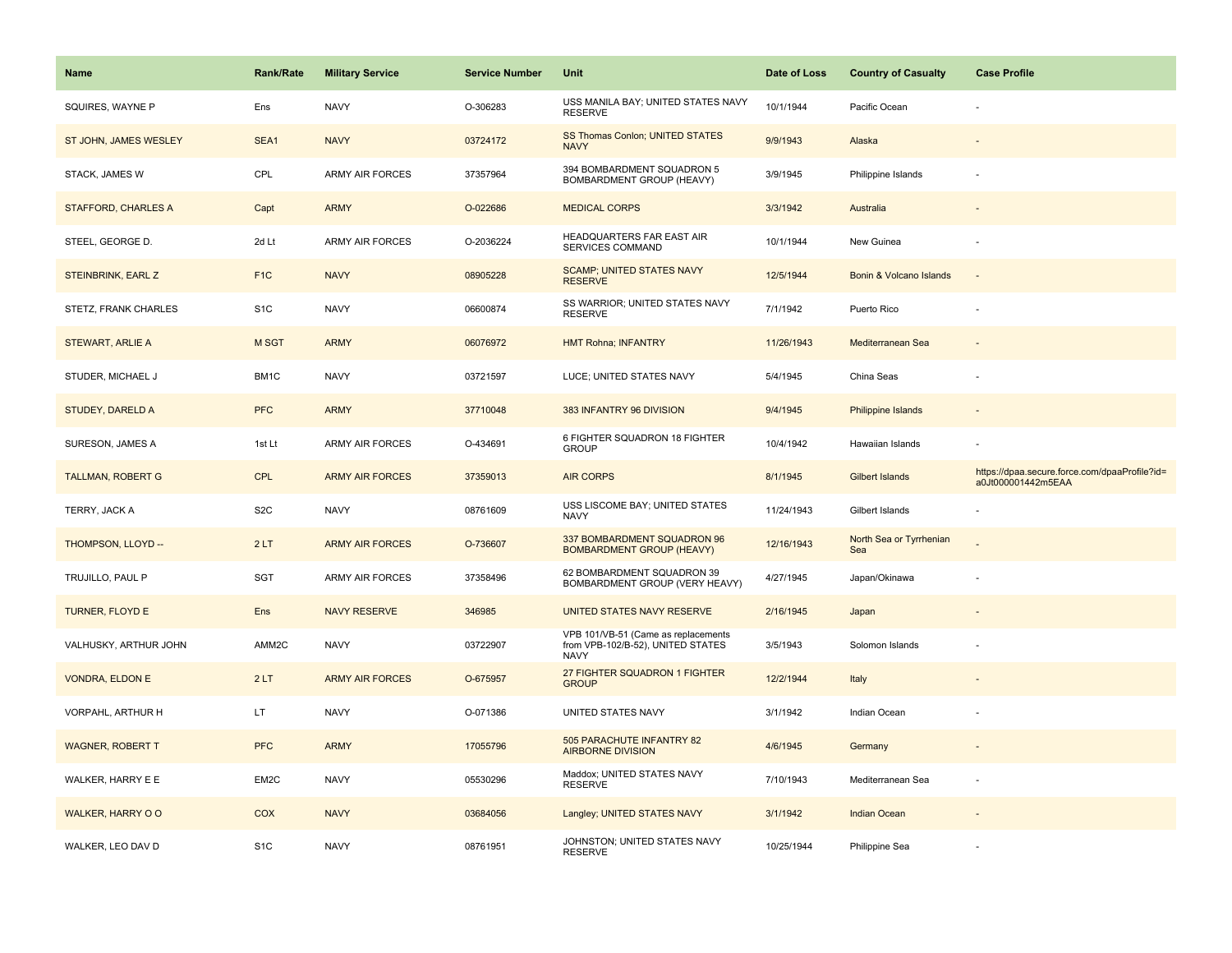| Name | Rank/Rate | Military Service | Service Number | Unit | Date of Loss | Country of Casualty | Case Profile |
|---|---|---|---|---|---|---|---|
| SQUIRES, WAYNE P | Ens | NAVY | O-306283 | USS MANILA BAY; UNITED STATES NAVY RESERVE | 10/1/1944 | Pacific Ocean | - |
| ST JOHN, JAMES WESLEY | SEA1 | NAVY | 03724172 | SS Thomas Conlon; UNITED STATES NAVY | 9/9/1943 | Alaska | - |
| STACK, JAMES W | CPL | ARMY AIR FORCES | 37357964 | 394 BOMBARDMENT SQUADRON 5 BOMBARDMENT GROUP (HEAVY) | 3/9/1945 | Philippine Islands | - |
| STAFFORD, CHARLES A | Capt | ARMY | O-022686 | MEDICAL CORPS | 3/3/1942 | Australia | - |
| STEEL, GEORGE D. | 2d Lt | ARMY AIR FORCES | O-2036224 | HEADQUARTERS FAR EAST AIR SERVICES COMMAND | 10/1/1944 | New Guinea | - |
| STEINBRINK, EARL Z | F1C | NAVY | 08905228 | SCAMP; UNITED STATES NAVY RESERVE | 12/5/1944 | Bonin & Volcano Islands | - |
| STETZ, FRANK CHARLES | S1C | NAVY | 06600874 | SS WARRIOR; UNITED STATES NAVY RESERVE | 7/1/1942 | Puerto Rico | - |
| STEWART, ARLIE A | M SGT | ARMY | 06076972 | HMT Rohna; INFANTRY | 11/26/1943 | Mediterranean Sea | - |
| STUDER, MICHAEL J | BM1C | NAVY | 03721597 | LUCE; UNITED STATES NAVY | 5/4/1945 | China Seas | - |
| STUDEY, DARELD A | PFC | ARMY | 37710048 | 383 INFANTRY 96 DIVISION | 9/4/1945 | Philippine Islands | - |
| SURESON, JAMES A | 1st Lt | ARMY AIR FORCES | O-434691 | 6 FIGHTER SQUADRON 18 FIGHTER GROUP | 10/4/1942 | Hawaiian Islands | - |
| TALLMAN, ROBERT G | CPL | ARMY AIR FORCES | 37359013 | AIR CORPS | 8/1/1945 | Gilbert Islands | https://dpaa.secure.force.com/dpaaProfile?id=a0Jt000001442m5EAA |
| TERRY, JACK A | S2C | NAVY | 08761609 | USS LISCOME BAY; UNITED STATES NAVY | 11/24/1943 | Gilbert Islands | - |
| THOMPSON, LLOYD -- | 2 LT | ARMY AIR FORCES | O-736607 | 337 BOMBARDMENT SQUADRON 96 BOMBARDMENT GROUP (HEAVY) | 12/16/1943 | North Sea or Tyrrhenian Sea | - |
| TRUJILLO, PAUL P | SGT | ARMY AIR FORCES | 37358496 | 62 BOMBARDMENT SQUADRON 39 BOMBARDMENT GROUP (VERY HEAVY) | 4/27/1945 | Japan/Okinawa | - |
| TURNER, FLOYD E | Ens | NAVY RESERVE | 346985 | UNITED STATES NAVY RESERVE | 2/16/1945 | Japan | - |
| VALHUSKY, ARTHUR JOHN | AMM2C | NAVY | 03722907 | VPB 101/VB-51 (Came as replacements from VPB-102/B-52), UNITED STATES NAVY | 3/5/1943 | Solomon Islands | - |
| VONDRA, ELDON E | 2 LT | ARMY AIR FORCES | O-675957 | 27 FIGHTER SQUADRON 1 FIGHTER GROUP | 12/2/1944 | Italy | - |
| VORPAHL, ARTHUR H | LT | NAVY | O-071386 | UNITED STATES NAVY | 3/1/1942 | Indian Ocean | - |
| WAGNER, ROBERT T | PFC | ARMY | 17055796 | 505 PARACHUTE INFANTRY 82 AIRBORNE DIVISION | 4/6/1945 | Germany | - |
| WALKER, HARRY E E | EM2C | NAVY | 05530296 | Maddox; UNITED STATES NAVY RESERVE | 7/10/1943 | Mediterranean Sea | - |
| WALKER, HARRY O O | COX | NAVY | 03684056 | Langley; UNITED STATES NAVY | 3/1/1942 | Indian Ocean | - |
| WALKER, LEO DAV D | S1C | NAVY | 08761951 | JOHNSTON; UNITED STATES NAVY RESERVE | 10/25/1944 | Philippine Sea | - |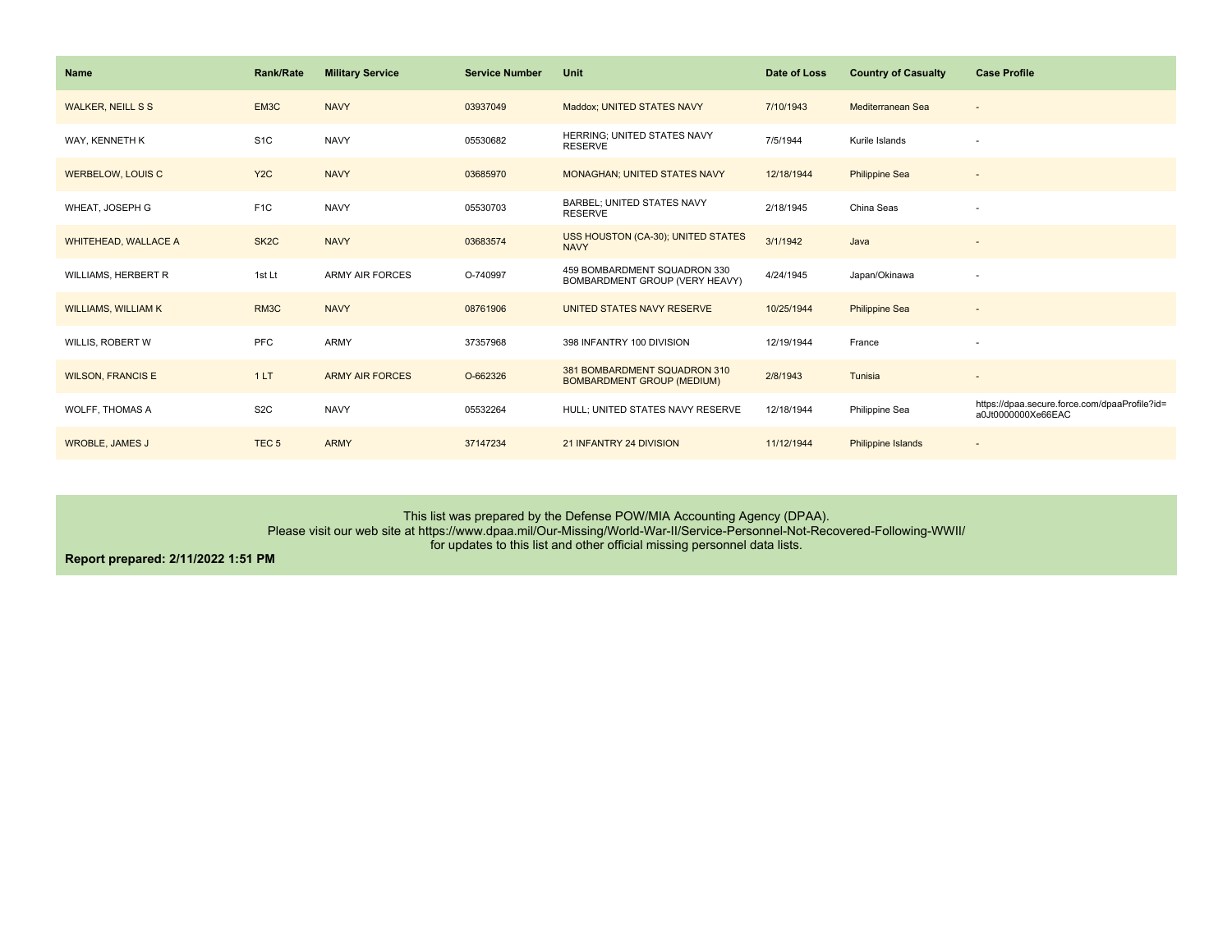| Name | Rank/Rate | Military Service | Service Number | Unit | Date of Loss | Country of Casualty | Case Profile |
|---|---|---|---|---|---|---|---|
| WALKER, NEILL S S | EM3C | NAVY | 03937049 | Maddox; UNITED STATES NAVY | 7/10/1943 | Mediterranean Sea | - |
| WAY, KENNETH K | S1C | NAVY | 05530682 | HERRING; UNITED STATES NAVY RESERVE | 7/5/1944 | Kurile Islands | - |
| WERBELOW, LOUIS C | Y2C | NAVY | 03685970 | MONAGHAN; UNITED STATES NAVY | 12/18/1944 | Philippine Sea | - |
| WHEAT, JOSEPH G | F1C | NAVY | 05530703 | BARBEL; UNITED STATES NAVY RESERVE | 2/18/1945 | China Seas | - |
| WHITEHEAD, WALLACE A | SK2C | NAVY | 03683574 | USS HOUSTON (CA-30); UNITED STATES NAVY | 3/1/1942 | Java | - |
| WILLIAMS, HERBERT R | 1st Lt | ARMY AIR FORCES | O-740997 | 459 BOMBARDMENT SQUADRON 330 BOMBARDMENT GROUP (VERY HEAVY) | 4/24/1945 | Japan/Okinawa | - |
| WILLIAMS, WILLIAM K | RM3C | NAVY | 08761906 | UNITED STATES NAVY RESERVE | 10/25/1944 | Philippine Sea | - |
| WILLIS, ROBERT W | PFC | ARMY | 37357968 | 398 INFANTRY 100 DIVISION | 12/19/1944 | France | - |
| WILSON, FRANCIS E | 1 LT | ARMY AIR FORCES | O-662326 | 381 BOMBARDMENT SQUADRON 310 BOMBARDMENT GROUP (MEDIUM) | 2/8/1943 | Tunisia | - |
| WOLFF, THOMAS A | S2C | NAVY | 05532264 | HULL; UNITED STATES NAVY RESERVE | 12/18/1944 | Philippine Sea | https://dpaa.secure.force.com/dpaaProfile?id=a0Jt0000000Xe66EAC |
| WROBLE, JAMES J | TEC 5 | ARMY | 37147234 | 21 INFANTRY 24 DIVISION | 11/12/1944 | Philippine Islands | - |

This list was prepared by the Defense POW/MIA Accounting Agency (DPAA).
Please visit our web site at https://www.dpaa.mil/Our-Missing/World-War-II/Service-Personnel-Not-Recovered-Following-WWII/
for updates to this list and other official missing personnel data lists.

**Report prepared: 2/11/2022 1:51 PM**